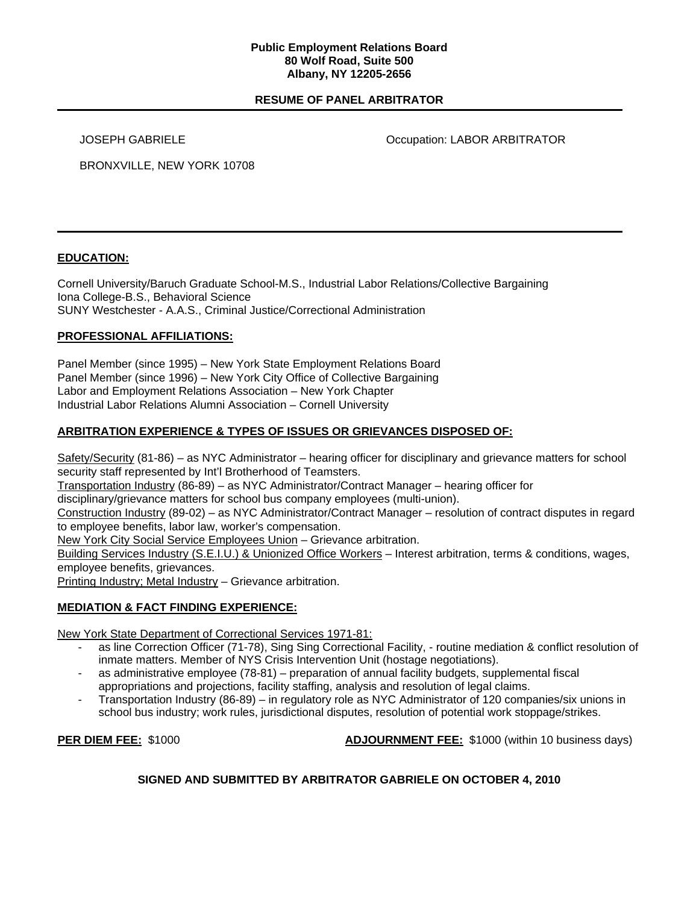**Public Employment Relations Board**
**80 Wolf Road, Suite 500**
**Albany, NY 12205-2656**

## RESUME OF PANEL ARBITRATOR

JOSEPH GABRIELE

Occupation: LABOR ARBITRATOR

BRONXVILLE, NEW YORK 10708

---

### EDUCATION:

Cornell University/Baruch Graduate School-M.S., Industrial Labor Relations/Collective Bargaining
Iona College-B.S., Behavioral Science
SUNY Westchester - A.A.S., Criminal Justice/Correctional Administration

### PROFESSIONAL AFFILIATIONS:

Panel Member (since 1995) – New York State Employment Relations Board
Panel Member (since 1996) – New York City Office of Collective Bargaining
Labor and Employment Relations Association – New York Chapter
Industrial Labor Relations Alumni Association – Cornell University

### ARBITRATION EXPERIENCE & TYPES OF ISSUES OR GRIEVANCES DISPOSED OF:

Safety/Security (81-86) – as NYC Administrator – hearing officer for disciplinary and grievance matters for school security staff represented by Int'l Brotherhood of Teamsters.
Transportation Industry (86-89) – as NYC Administrator/Contract Manager – hearing officer for disciplinary/grievance matters for school bus company employees (multi-union).
Construction Industry (89-02) – as NYC Administrator/Contract Manager – resolution of contract disputes in regard to employee benefits, labor law, worker's compensation.
New York City Social Service Employees Union – Grievance arbitration.
Building Services Industry (S.E.I.U.) & Unionized Office Workers – Interest arbitration, terms & conditions, wages, employee benefits, grievances.
Printing Industry; Metal Industry – Grievance arbitration.

### MEDIATION & FACT FINDING EXPERIENCE:

New York State Department of Correctional Services 1971-81:

- as line Correction Officer (71-78), Sing Sing Correctional Facility, - routine mediation & conflict resolution of inmate matters. Member of NYS Crisis Intervention Unit (hostage negotiations).
- as administrative employee (78-81) – preparation of annual facility budgets, supplemental fiscal appropriations and projections, facility staffing, analysis and resolution of legal claims.
- Transportation Industry (86-89) – in regulatory role as NYC Administrator of 120 companies/six unions in school bus industry; work rules, jurisdictional disputes, resolution of potential work stoppage/strikes.

**PER DIEM FEE:** $1000

**ADJOURNMENT FEE:** $1000 (within 10 business days)

**SIGNED AND SUBMITTED BY ARBITRATOR GABRIELE ON OCTOBER 4, 2010**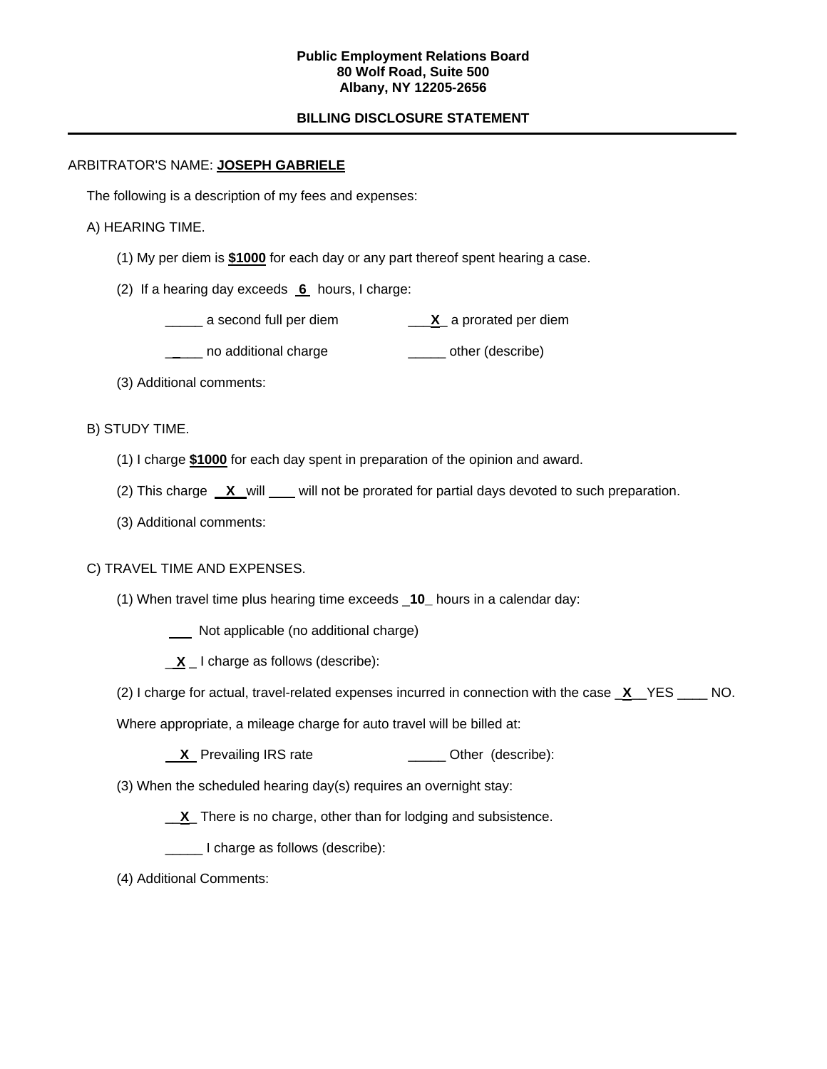**Public Employment Relations Board**
**80 Wolf Road, Suite 500**
**Albany, NY 12205-2656**

**BILLING DISCLOSURE STATEMENT**

---

ARBITRATOR'S NAME: **JOSEPH GABRIELE**

The following is a description of my fees and expenses:

A) HEARING TIME.

(1) My per diem is **$1000** for each day or any part thereof spent hearing a case.

(2) If a hearing day exceeds **6** hours, I charge:

_____ a second full per diem ___**X**_ a prorated per diem

_____ no additional charge _____ other (describe)

(3) Additional comments:

B) STUDY TIME.

(1) I charge **$1000** for each day spent in preparation of the opinion and award.

(2) This charge **X** will ____ will not be prorated for partial days devoted to such preparation.

(3) Additional comments:

C) TRAVEL TIME AND EXPENSES.

(1) When travel time plus hearing time exceeds _**10**_ hours in a calendar day:

___ Not applicable (no additional charge)

_**X**_ I charge as follows (describe):

(2) I charge for actual, travel-related expenses incurred in connection with the case _**X**__YES ____ NO.

Where appropriate, a mileage charge for auto travel will be billed at:

**X** Prevailing IRS rate _____ Other (describe):

(3) When the scheduled hearing day(s) requires an overnight stay:

__**X**_ There is no charge, other than for lodging and subsistence.

_____ I charge as follows (describe):

(4) Additional Comments: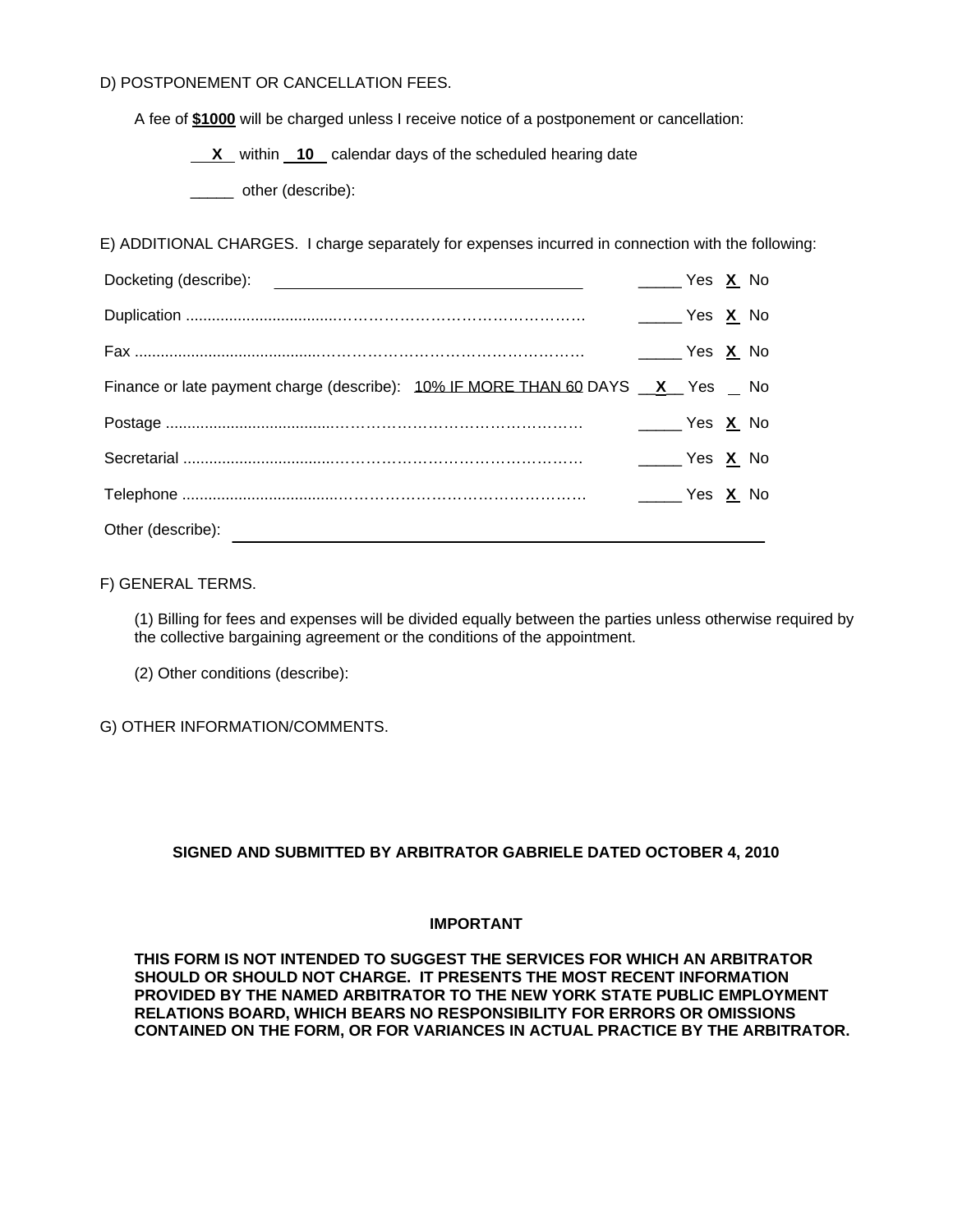D) POSTPONEMENT OR CANCELLATION FEES.

A fee of **$1000** will be charged unless I receive notice of a postponement or cancellation:

__**X**__ within __**10**__ calendar days of the scheduled hearing date

_____ other (describe):

E) ADDITIONAL CHARGES. I charge separately for expenses incurred in connection with the following:

| | |
|---|---|
| Docketing (describe): ___________________________________ | _____ Yes **X** No |
| Duplication ................................................................... | _____ Yes **X** No |
| Fax ............................................................................ | _____ Yes **X** No |
| Finance or late payment charge (describe): 10% IF MORE THAN 60 DAYS | __**X**__ Yes _ No |
| Postage ....................................................................... | _____ Yes **X** No |
| Secretarial .................................................................... | _____ Yes **X** No |
| Telephone ..................................................................... | _____ Yes **X** No |
| Other (describe): ___________________________________________ | |

F) GENERAL TERMS.

(1) Billing for fees and expenses will be divided equally between the parties unless otherwise required by the collective bargaining agreement or the conditions of the appointment.

(2) Other conditions (describe):

G) OTHER INFORMATION/COMMENTS.

**SIGNED AND SUBMITTED BY ARBITRATOR GABRIELE DATED OCTOBER 4, 2010**

**IMPORTANT**

**THIS FORM IS NOT INTENDED TO SUGGEST THE SERVICES FOR WHICH AN ARBITRATOR SHOULD OR SHOULD NOT CHARGE. IT PRESENTS THE MOST RECENT INFORMATION PROVIDED BY THE NAMED ARBITRATOR TO THE NEW YORK STATE PUBLIC EMPLOYMENT RELATIONS BOARD, WHICH BEARS NO RESPONSIBILITY FOR ERRORS OR OMISSIONS CONTAINED ON THE FORM, OR FOR VARIANCES IN ACTUAL PRACTICE BY THE ARBITRATOR.**